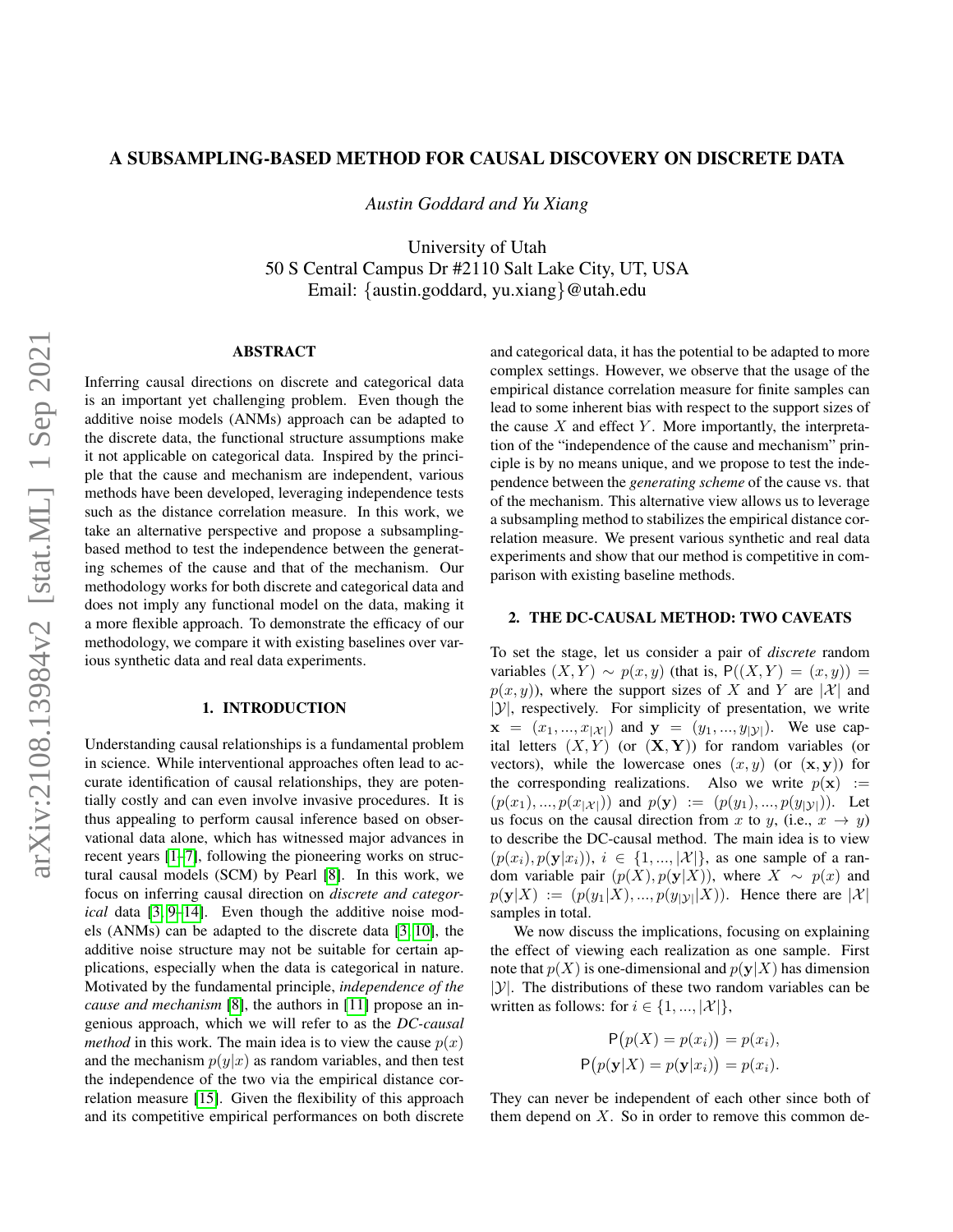# A SUBSAMPLING-BASED METHOD FOR CAUSAL DISCOVERY ON DISCRETE DATA

*Austin Goddard and Yu Xiang*

University of Utah
50 S Central Campus Dr #2110 Salt Lake City, UT, USA
Email: {austin.goddard, yu.xiang}@utah.edu

## ABSTRACT

Inferring causal directions on discrete and categorical data is an important yet challenging problem. Even though the additive noise models (ANMs) approach can be adapted to the discrete data, the functional structure assumptions make it not applicable on categorical data. Inspired by the principle that the cause and mechanism are independent, various methods have been developed, leveraging independence tests such as the distance correlation measure. In this work, we take an alternative perspective and propose a subsampling-based method to test the independence between the generating schemes of the cause and that of the mechanism. Our methodology works for both discrete and categorical data and does not imply any functional model on the data, making it a more flexible approach. To demonstrate the efficacy of our methodology, we compare it with existing baselines over various synthetic data and real data experiments.

## 1. INTRODUCTION

Understanding causal relationships is a fundamental problem in science. While interventional approaches often lead to accurate identification of causal relationships, they are potentially costly and can even involve invasive procedures. It is thus appealing to perform causal inference based on observational data alone, which has witnessed major advances in recent years [1–7], following the pioneering works on structural causal models (SCM) by Pearl [8]. In this work, we focus on inferring causal direction on *discrete and categorical* data [3, 9–14]. Even though the additive noise models (ANMs) can be adapted to the discrete data [3, 10], the additive noise structure may not be suitable for certain applications, especially when the data is categorical in nature. Motivated by the fundamental principle, *independence of the cause and mechanism* [8], the authors in [11] propose an ingenious approach, which we will refer to as the *DC-causal method* in this work. The main idea is to view the cause $p(x)$ and the mechanism $p(y|x)$ as random variables, and then test the independence of the two via the empirical distance correlation measure [15]. Given the flexibility of this approach and its competitive empirical performances on both discrete and categorical data, it has the potential to be adapted to more complex settings. However, we observe that the usage of the empirical distance correlation measure for finite samples can lead to some inherent bias with respect to the support sizes of the cause $X$ and effect $Y$. More importantly, the interpretation of the "independence of the cause and mechanism" principle is by no means unique, and we propose to test the independence between the *generating scheme* of the cause vs. that of the mechanism. This alternative view allows us to leverage a subsampling method to stabilizes the empirical distance correlation measure. We present various synthetic and real data experiments and show that our method is competitive in comparison with existing baseline methods.

## 2. THE DC-CAUSAL METHOD: TWO CAVEATS

To set the stage, let us consider a pair of *discrete* random variables $(X, Y) \sim p(x, y)$ (that is, $\mathsf{P}((X, Y) = (x, y)) = p(x, y)$), where the support sizes of $X$ and $Y$ are $|\mathcal{X}|$ and $|\mathcal{Y}|$, respectively. For simplicity of presentation, we write $\mathbf{x} = (x_1, ..., x_{|\mathcal{X}|})$ and $\mathbf{y} = (y_1, ..., y_{|\mathcal{Y}|})$. We use capital letters $(X, Y)$ (or $(\mathbf{X}, \mathbf{Y})$) for random variables (or vectors), while the lowercase ones $(x, y)$ (or $(\mathbf{x}, \mathbf{y})$) for the corresponding realizations. Also we write $p(\mathbf{x}) := (p(x_1), ..., p(x_{|\mathcal{X}|}))$ and $p(\mathbf{y}) := (p(y_1), ..., p(y_{|\mathcal{Y}|}))$. Let us focus on the causal direction from $x$ to $y$, (i.e., $x \to y$) to describe the DC-causal method. The main idea is to view $(p(x_i), p(\mathbf{y}|x_i))$, $i \in \{1, ..., |\mathcal{X}|\}$, as one sample of a random variable pair $(p(X), p(\mathbf{y}|X))$, where $X \sim p(x)$ and $p(\mathbf{y}|X) := (p(y_1|X), ..., p(y_{|\mathcal{Y}|}|X))$. Hence there are $|\mathcal{X}|$ samples in total.

We now discuss the implications, focusing on explaining the effect of viewing each realization as one sample. First note that $p(X)$ is one-dimensional and $p(\mathbf{y}|X)$ has dimension $|\mathcal{Y}|$. The distributions of these two random variables can be written as follows: for $i \in \{1, ..., |\mathcal{X}|\}$,

$$\mathsf{P}\big(p(X) = p(x_i)\big) = p(x_i),$$
$$\mathsf{P}\big(p(\mathbf{y}|X) = p(\mathbf{y}|x_i)\big) = p(x_i).$$

They can never be independent of each other since both of them depend on $X$. So in order to remove this common de-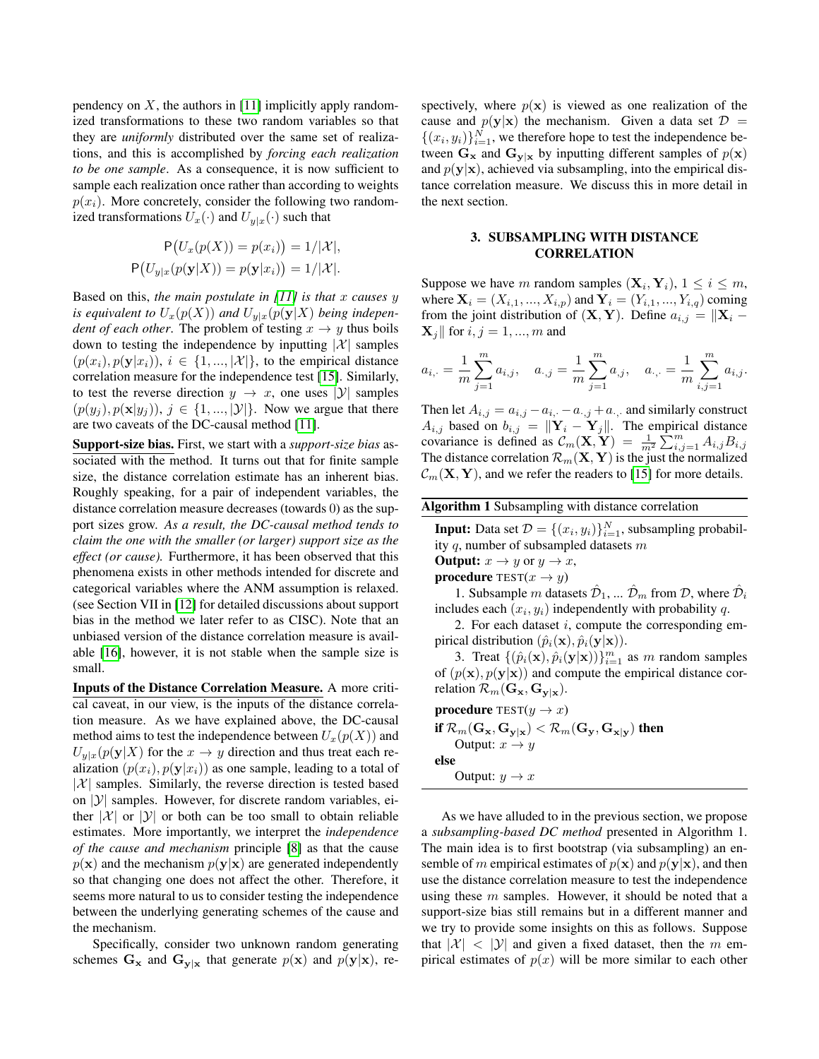pendency on $X$, the authors in [11] implicitly apply randomized transformations to these two random variables so that they are *uniformly* distributed over the same set of realizations, and this is accomplished by *forcing each realization to be one sample*. As a consequence, it is now sufficient to sample each realization once rather than according to weights $p(x_i)$. More concretely, consider the following two randomized transformations $U_x(\cdot)$ and $U_{y|x}(\cdot)$ such that

$$\mathsf{P}\big(U_x(p(X)) = p(x_i)\big) = 1/|\mathcal{X}|,$$
$$\mathsf{P}\big(U_{y|x}(p(\mathbf{y}|X)) = p(\mathbf{y}|x_i)\big) = 1/|\mathcal{X}|.$$

Based on this, *the main postulate in [11] is that $x$ causes $y$ is equivalent to $U_x(p(X))$ and $U_{y|x}(p(\mathbf{y}|X)$ being independent of each other*. The problem of testing $x \to y$ thus boils down to testing the independence by inputting $|\mathcal{X}|$ samples $(p(x_i), p(\mathbf{y}|x_i))$, $i \in \{1, ..., |\mathcal{X}|\}$, to the empirical distance correlation measure for the independence test [15]. Similarly, to test the reverse direction $y \to x$, one uses $|\mathcal{Y}|$ samples $(p(y_j), p(\mathbf{x}|y_j))$, $j \in \{1, ..., |\mathcal{Y}|\}$. Now we argue that there are two caveats of the DC-causal method [11].

**Support-size bias.** First, we start with a *support-size bias* associated with the method. It turns out that for finite sample size, the distance correlation estimate has an inherent bias. Roughly speaking, for a pair of independent variables, the distance correlation measure decreases (towards 0) as the support sizes grow. *As a result, the DC-causal method tends to claim the one with the smaller (or larger) support size as the effect (or cause).* Furthermore, it has been observed that this phenomena exists in other methods intended for discrete and categorical variables where the ANM assumption is relaxed. (see Section VII in [12] for detailed discussions about support bias in the method we later refer to as CISC). Note that an unbiased version of the distance correlation measure is available [16], however, it is not stable when the sample size is small.

**Inputs of the Distance Correlation Measure.** A more critical caveat, in our view, is the inputs of the distance correlation measure. As we have explained above, the DC-causal method aims to test the independence between $U_x(p(X))$ and $U_{y|x}(p(\mathbf{y}|X)$ for the $x \to y$ direction and thus treat each realization $(p(x_i), p(\mathbf{y}|x_i))$ as one sample, leading to a total of $|\mathcal{X}|$ samples. Similarly, the reverse direction is tested based on $|\mathcal{Y}|$ samples. However, for discrete random variables, either $|\mathcal{X}|$ or $|\mathcal{Y}|$ or both can be too small to obtain reliable estimates. More importantly, we interpret the *independence of the cause and mechanism* principle [8] as that the cause $p(\mathbf{x})$ and the mechanism $p(\mathbf{y}|\mathbf{x})$ are generated independently so that changing one does not affect the other. Therefore, it seems more natural to us to consider testing the independence between the underlying generating schemes of the cause and the mechanism.

Specifically, consider two unknown random generating schemes $\mathbf{G_x}$ and $\mathbf{G_{y|x}}$ that generate $p(\mathbf{x})$ and $p(\mathbf{y}|\mathbf{x})$, respectively, where $p(\mathbf{x})$ is viewed as one realization of the cause and $p(\mathbf{y}|\mathbf{x})$ the mechanism. Given a data set $\mathcal{D} = \{(x_i, y_i)\}_{i=1}^N$, we therefore hope to test the independence between $\mathbf{G_x}$ and $\mathbf{G_{y|x}}$ by inputting different samples of $p(\mathbf{x})$ and $p(\mathbf{y}|\mathbf{x})$, achieved via subsampling, into the empirical distance correlation measure. We discuss this in more detail in the next section.

## 3. SUBSAMPLING WITH DISTANCE CORRELATION

Suppose we have $m$ random samples $(\mathbf{X}_i, \mathbf{Y}_i)$, $1 \le i \le m$, where $\mathbf{X}_i = (X_{i,1}, ..., X_{i,p})$ and $\mathbf{Y}_i = (Y_{i,1}, ..., Y_{i,q})$ coming from the joint distribution of $(\mathbf{X}, \mathbf{Y})$. Define $a_{i,j} = \|\mathbf{X}_i - \mathbf{X}_j\|$ for $i, j = 1, ..., m$ and

$$a_{i,\cdot} = \frac{1}{m}\sum_{j=1}^{m} a_{i,j}, \quad a_{\cdot,j} = \frac{1}{m}\sum_{i=1}^{m} a_{,j}, \quad a_{\cdot,\cdot} = \frac{1}{m}\sum_{i,j=1}^{m} a_{i,j}.$$

Then let $A_{i,j} = a_{i,j} - a_{i,\cdot} - a_{\cdot,j} + a_{\cdot,\cdot}$ and similarly construct $A_{i,j}$ based on $b_{i,j} = \|\mathbf{Y}_i - \mathbf{Y}_j\|$. The empirical distance covariance is defined as $\mathcal{C}_m(\mathbf{X}, \mathbf{Y}) = \frac{1}{m^2}\sum_{i,j=1}^{m} A_{i,j}B_{i,j}$ The distance correlation $\mathcal{R}_m(\mathbf{X}, \mathbf{Y})$ is the just the normalized $\mathcal{C}_m(\mathbf{X}, \mathbf{Y})$, and we refer the readers to [15] for more details.

**Algorithm 1** Subsampling with distance correlation

**Input:** Data set $\mathcal{D} = \{(x_i, y_i)\}_{i=1}^N$, subsampling probability $q$, number of subsampled datasets $m$
**Output:** $x \to y$ or $y \to x$,
**procedure** TEST($x \to y$)
  1. Subsample $m$ datasets $\hat{\mathcal{D}}_1$, ... $\hat{\mathcal{D}}_m$ from $\mathcal{D}$, where $\hat{\mathcal{D}}_i$ includes each $(x_i, y_i)$ independently with probability $q$.
  2. For each dataset $i$, compute the corresponding empirical distribution $(\hat{p}_i(\mathbf{x}), \hat{p}_i(\mathbf{y}|\mathbf{x}))$.
  3. Treat $\{(\hat{p}_i(\mathbf{x}), \hat{p}_i(\mathbf{y}|\mathbf{x}))\}_{i=1}^m$ as $m$ random samples of $(p(\mathbf{x}), p(\mathbf{y}|\mathbf{x}))$ and compute the empirical distance correlation $\mathcal{R}_m(\mathbf{G_x}, \mathbf{G_{y|x}})$.
**procedure** TEST($y \to x$)
**if** $\mathcal{R}_m(\mathbf{G_x}, \mathbf{G_{y|x}}) < \mathcal{R}_m(\mathbf{G_y}, \mathbf{G_{x|y}})$ **then**
  Output: $x \to y$
**else**
  Output: $y \to x$

As we have alluded to in the previous section, we propose a *subsampling-based DC method* presented in Algorithm 1. The main idea is to first bootstrap (via subsampling) an ensemble of $m$ empirical estimates of $p(\mathbf{x})$ and $p(\mathbf{y}|\mathbf{x})$, and then use the distance correlation measure to test the independence using these $m$ samples. However, it should be noted that a support-size bias still remains but in a different manner and we try to provide some insights on this as follows. Suppose that $|\mathcal{X}| < |\mathcal{Y}|$ and given a fixed dataset, then the $m$ empirical estimates of $p(x)$ will be more similar to each other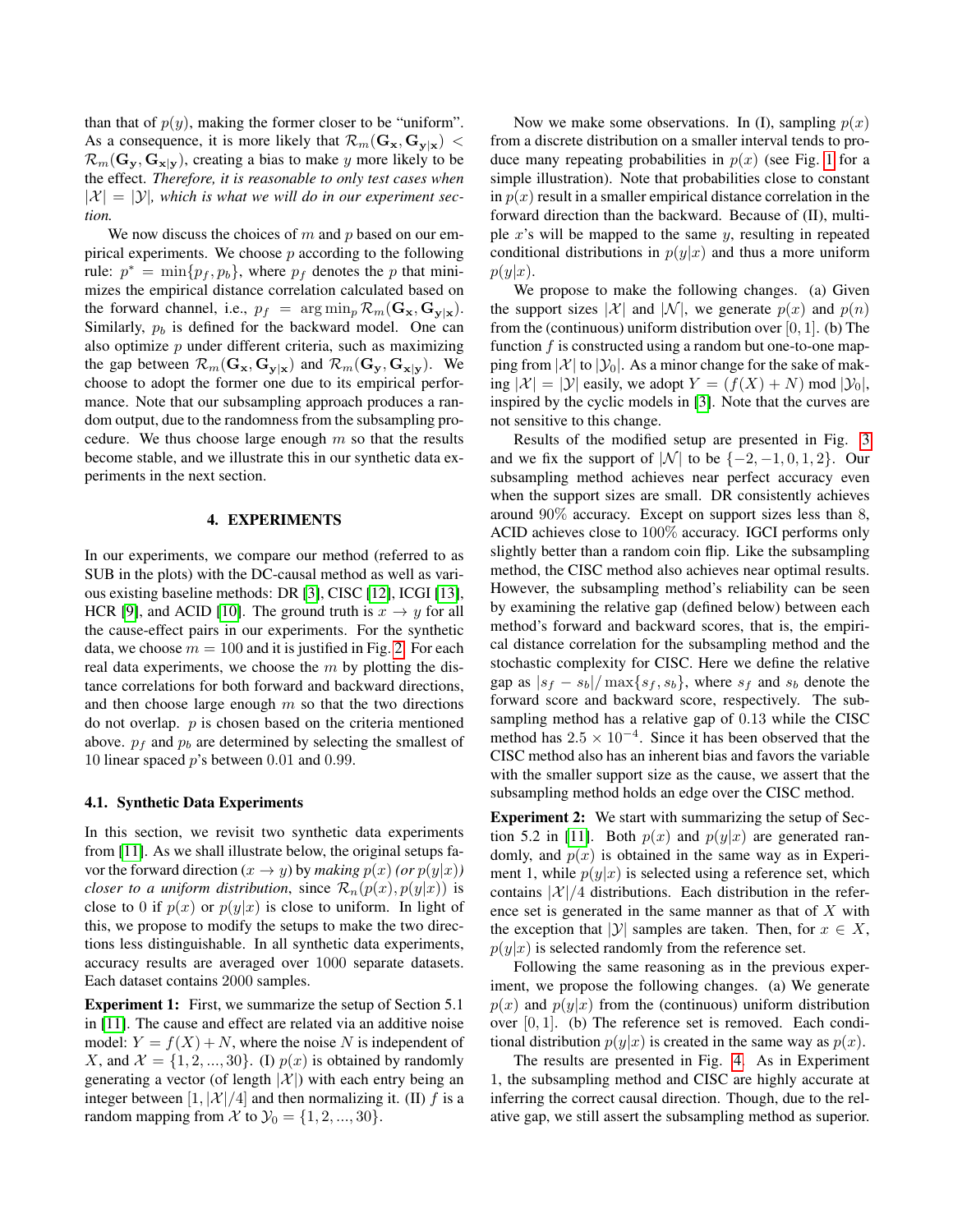than that of $p(y)$, making the former closer to be "uniform". As a consequence, it is more likely that $\mathcal{R}_m(\mathbf{G_x}, \mathbf{G_{y|x}}) < \mathcal{R}_m(\mathbf{G_y}, \mathbf{G_{x|y}})$, creating a bias to make $y$ more likely to be the effect. *Therefore, it is reasonable to only test cases when* $|\mathcal{X}| = |\mathcal{Y}|$*, which is what we will do in our experiment section.*

We now discuss the choices of $m$ and $p$ based on our empirical experiments. We choose $p$ according to the following rule: $p^* = \min\{p_f, p_b\}$, where $p_f$ denotes the $p$ that minimizes the empirical distance correlation calculated based on the forward channel, i.e., $p_f = \arg\min_p \mathcal{R}_m(\mathbf{G_x}, \mathbf{G_{y|x}})$. Similarly, $p_b$ is defined for the backward model. One can also optimize $p$ under different criteria, such as maximizing the gap between $\mathcal{R}_m(\mathbf{G_x}, \mathbf{G_{y|x}})$ and $\mathcal{R}_m(\mathbf{G_y}, \mathbf{G_{x|y}})$. We choose to adopt the former one due to its empirical performance. Note that our subsampling approach produces a random output, due to the randomness from the subsampling procedure. We thus choose large enough $m$ so that the results become stable, and we illustrate this in our synthetic data experiments in the next section.

## 4. EXPERIMENTS

In our experiments, we compare our method (referred to as SUB in the plots) with the DC-causal method as well as various existing baseline methods: DR [3], CISC [12], ICGI [13], HCR [9], and ACID [10]. The ground truth is $x \to y$ for all the cause-effect pairs in our experiments. For the synthetic data, we choose $m = 100$ and it is justified in Fig. 2. For each real data experiments, we choose the $m$ by plotting the distance correlations for both forward and backward directions, and then choose large enough $m$ so that the two directions do not overlap. $p$ is chosen based on the criteria mentioned above. $p_f$ and $p_b$ are determined by selecting the smallest of 10 linear spaced $p$'s between 0.01 and 0.99.

### 4.1. Synthetic Data Experiments

In this section, we revisit two synthetic data experiments from [11]. As we shall illustrate below, the original setups favor the forward direction ($x \to y$) by *making* $p(x)$ *(or* $p(y|x)$*) closer to a uniform distribution*, since $\mathcal{R}_n(p(x), p(y|x))$ is close to 0 if $p(x)$ or $p(y|x)$ is close to uniform. In light of this, we propose to modify the setups to make the two directions less distinguishable. In all synthetic data experiments, accuracy results are averaged over 1000 separate datasets. Each dataset contains 2000 samples.

**Experiment 1:** First, we summarize the setup of Section 5.1 in [11]. The cause and effect are related via an additive noise model: $Y = f(X) + N$, where the noise $N$ is independent of $X$, and $\mathcal{X} = \{1, 2, ..., 30\}$. (I) $p(x)$ is obtained by randomly generating a vector (of length $|\mathcal{X}|$) with each entry being an integer between $[1, |\mathcal{X}|/4]$ and then normalizing it. (II) $f$ is a random mapping from $\mathcal{X}$ to $\mathcal{Y}_0 = \{1, 2, ..., 30\}$.

Now we make some observations. In (I), sampling $p(x)$ from a discrete distribution on a smaller interval tends to produce many repeating probabilities in $p(x)$ (see Fig. 1 for a simple illustration). Note that probabilities close to constant in $p(x)$ result in a smaller empirical distance correlation in the forward direction than the backward. Because of (II), multiple $x$'s will be mapped to the same $y$, resulting in repeated conditional distributions in $p(y|x)$ and thus a more uniform $p(y|x)$.

We propose to make the following changes. (a) Given the support sizes $|\mathcal{X}|$ and $|\mathcal{N}|$, we generate $p(x)$ and $p(n)$ from the (continuous) uniform distribution over $[0, 1]$. (b) The function $f$ is constructed using a random but one-to-one mapping from $|\mathcal{X}|$ to $|\mathcal{Y}_0|$. As a minor change for the sake of making $|\mathcal{X}| = |\mathcal{Y}|$ easily, we adopt $Y = (f(X) + N) \bmod |\mathcal{Y}_0|$, inspired by the cyclic models in [3]. Note that the curves are not sensitive to this change.

Results of the modified setup are presented in Fig. 3 and we fix the support of $|\mathcal{N}|$ to be $\{-2, -1, 0, 1, 2\}$. Our subsampling method achieves near perfect accuracy even when the support sizes are small. DR consistently achieves around 90% accuracy. Except on support sizes less than 8, ACID achieves close to 100% accuracy. IGCI performs only slightly better than a random coin flip. Like the subsampling method, the CISC method also achieves near optimal results. However, the subsampling method's reliability can be seen by examining the relative gap (defined below) between each method's forward and backward scores, that is, the empirical distance correlation for the subsampling method and the stochastic complexity for CISC. Here we define the relative gap as $|s_f - s_b| / \max\{s_f, s_b\}$, where $s_f$ and $s_b$ denote the forward score and backward score, respectively. The subsampling method has a relative gap of 0.13 while the CISC method has $2.5 \times 10^{-4}$. Since it has been observed that the CISC method also has an inherent bias and favors the variable with the smaller support size as the cause, we assert that the subsampling method holds an edge over the CISC method.

**Experiment 2:** We start with summarizing the setup of Section 5.2 in [11]. Both $p(x)$ and $p(y|x)$ are generated randomly, and $p(x)$ is obtained in the same way as in Experiment 1, while $p(y|x)$ is selected using a reference set, which contains $|\mathcal{X}|/4$ distributions. Each distribution in the reference set is generated in the same manner as that of $X$ with the exception that $|\mathcal{Y}|$ samples are taken. Then, for $x \in X$, $p(y|x)$ is selected randomly from the reference set.

Following the same reasoning as in the previous experiment, we propose the following changes. (a) We generate $p(x)$ and $p(y|x)$ from the (continuous) uniform distribution over $[0, 1]$. (b) The reference set is removed. Each conditional distribution $p(y|x)$ is created in the same way as $p(x)$.

The results are presented in Fig. 4. As in Experiment 1, the subsampling method and CISC are highly accurate at inferring the correct causal direction. Though, due to the relative gap, we still assert the subsampling method as superior.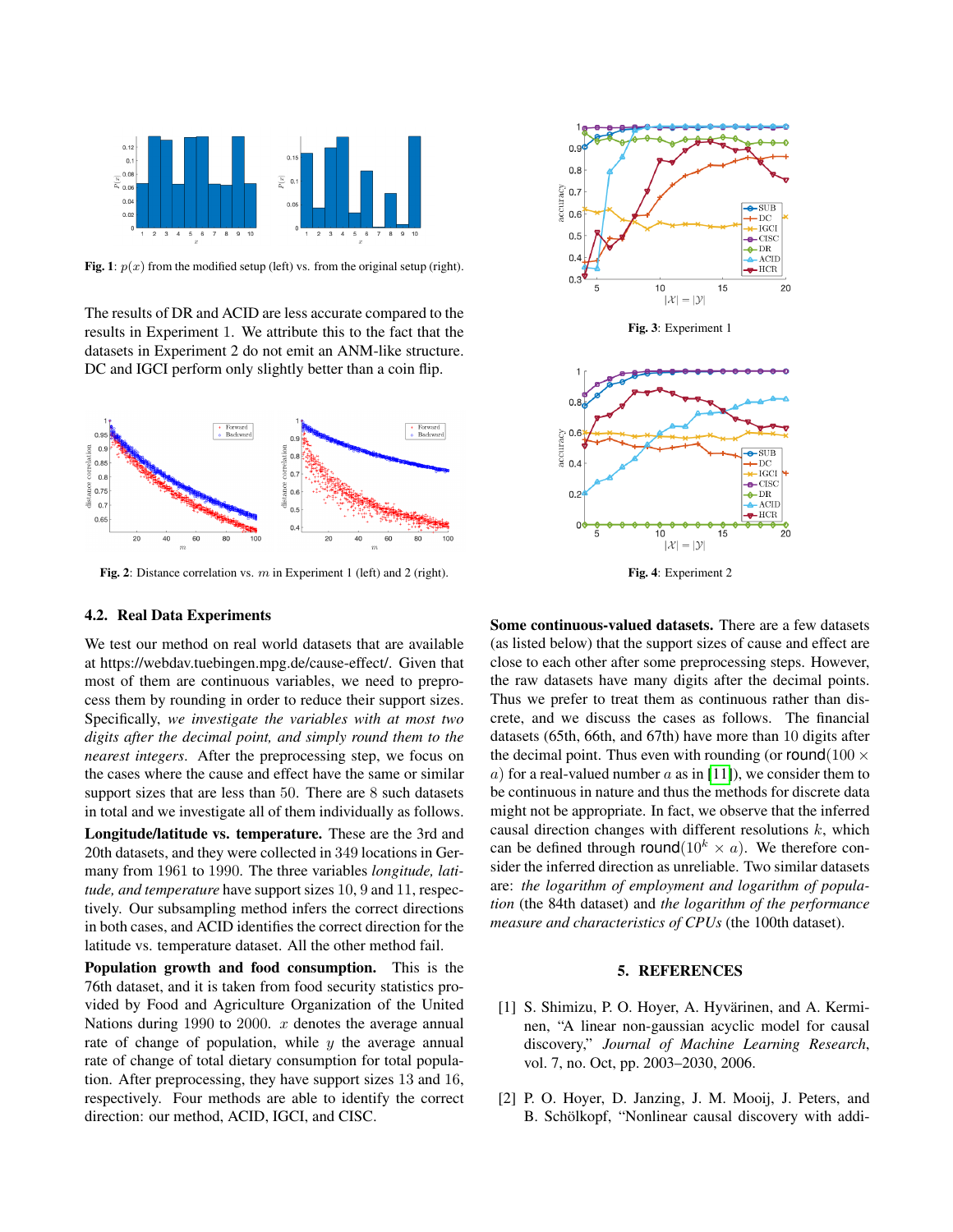**Fig. 1**: $p(x)$ from the modified setup (left) vs. from the original setup (right).

The results of DR and ACID are less accurate compared to the results in Experiment 1. We attribute this to the fact that the datasets in Experiment 2 do not emit an ANM-like structure. DC and IGCI perform only slightly better than a coin flip.

**Fig. 2**: Distance correlation vs. $m$ in Experiment 1 (left) and 2 (right).

**Fig. 3**: Experiment 1

**Fig. 4**: Experiment 2

### 4.2. Real Data Experiments

We test our method on real world datasets that are available at https://webdav.tuebingen.mpg.de/cause-effect/. Given that most of them are continuous variables, we need to preprocess them by rounding in order to reduce their support sizes. Specifically, *we investigate the variables with at most two digits after the decimal point, and simply round them to the nearest integers*. After the preprocessing step, we focus on the cases where the cause and effect have the same or similar support sizes that are less than 50. There are 8 such datasets in total and we investigate all of them individually as follows.

**Longitude/latitude vs. temperature.** These are the 3rd and 20th datasets, and they were collected in 349 locations in Germany from 1961 to 1990. The three variables *longitude, latitude, and temperature* have support sizes 10, 9 and 11, respectively. Our subsampling method infers the correct directions in both cases, and ACID identifies the correct direction for the latitude vs. temperature dataset. All the other method fail.

**Population growth and food consumption.** This is the 76th dataset, and it is taken from food security statistics provided by Food and Agriculture Organization of the United Nations during 1990 to 2000. $x$ denotes the average annual rate of change of population, while $y$ the average annual rate of change of total dietary consumption for total population. After preprocessing, they have support sizes 13 and 16, respectively. Four methods are able to identify the correct direction: our method, ACID, IGCI, and CISC.

**Some continuous-valued datasets.** There are a few datasets (as listed below) that the support sizes of cause and effect are close to each other after some preprocessing steps. However, the raw datasets have many digits after the decimal points. Thus we prefer to treat them as continuous rather than discrete, and we discuss the cases as follows. The financial datasets (65th, 66th, and 67th) have more than 10 digits after the decimal point. Thus even with rounding (or $\text{round}(100 \times a)$ for a real-valued number $a$ as in [11]), we consider them to be continuous in nature and thus the methods for discrete data might not be appropriate. In fact, we observe that the inferred causal direction changes with different resolutions $k$, which can be defined through $\text{round}(10^k \times a)$. We therefore consider the inferred direction as unreliable. Two similar datasets are: *the logarithm of employment and logarithm of population* (the 84th dataset) and *the logarithm of the performance measure and characteristics of CPUs* (the 100th dataset).

## 5. REFERENCES

[1] S. Shimizu, P. O. Hoyer, A. Hyvärinen, and A. Kerminen, "A linear non-gaussian acyclic model for causal discovery," *Journal of Machine Learning Research*, vol. 7, no. Oct, pp. 2003–2030, 2006.

[2] P. O. Hoyer, D. Janzing, J. M. Mooij, J. Peters, and B. Schölkopf, "Nonlinear causal discovery with addi-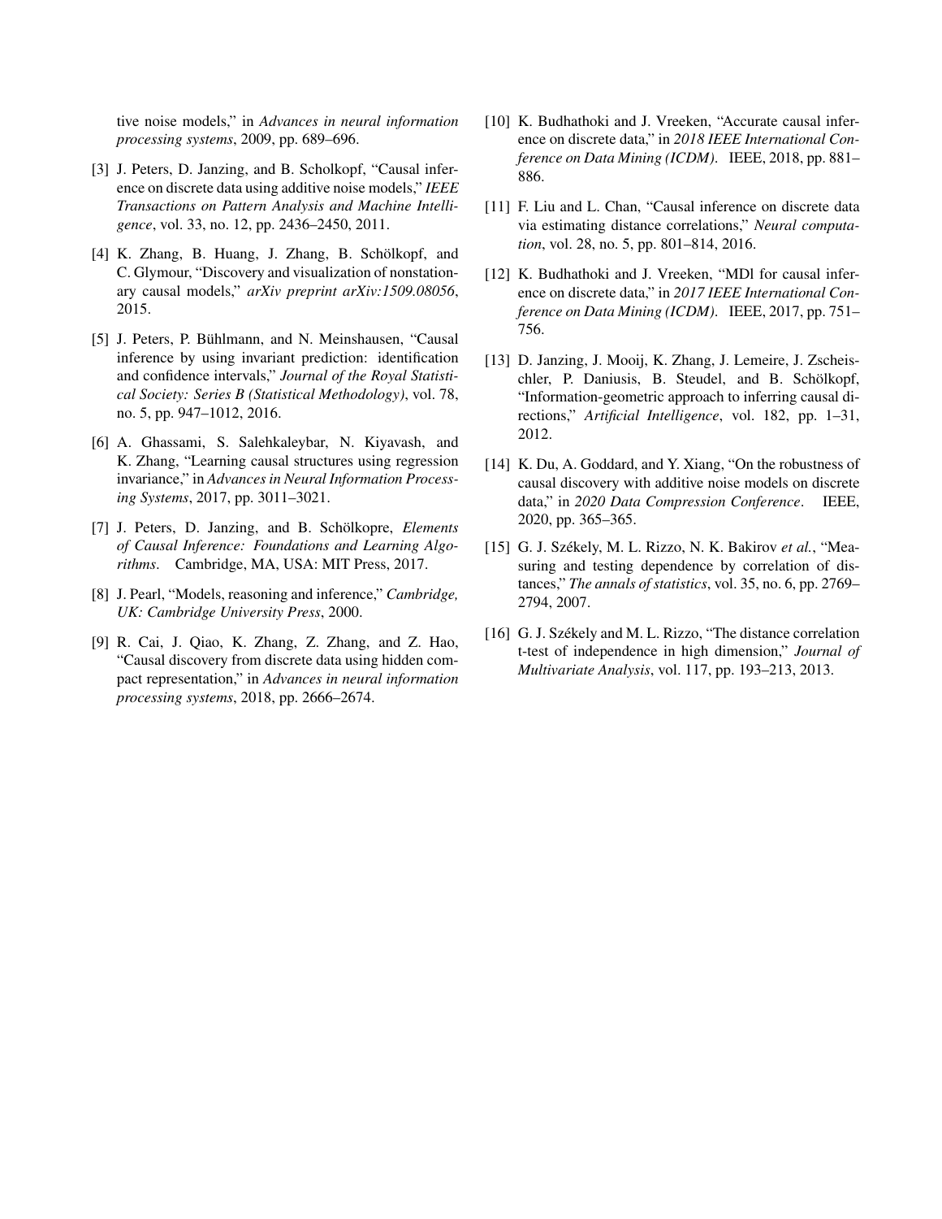tive noise models," in *Advances in neural information processing systems*, 2009, pp. 689–696.

[3] J. Peters, D. Janzing, and B. Scholkopf, "Causal inference on discrete data using additive noise models," *IEEE Transactions on Pattern Analysis and Machine Intelligence*, vol. 33, no. 12, pp. 2436–2450, 2011.

[4] K. Zhang, B. Huang, J. Zhang, B. Schölkopf, and C. Glymour, "Discovery and visualization of nonstationary causal models," *arXiv preprint arXiv:1509.08056*, 2015.

[5] J. Peters, P. Bühlmann, and N. Meinshausen, "Causal inference by using invariant prediction: identification and confidence intervals," *Journal of the Royal Statistical Society: Series B (Statistical Methodology)*, vol. 78, no. 5, pp. 947–1012, 2016.

[6] A. Ghassami, S. Salehkaleybar, N. Kiyavash, and K. Zhang, "Learning causal structures using regression invariance," in *Advances in Neural Information Processing Systems*, 2017, pp. 3011–3021.

[7] J. Peters, D. Janzing, and B. Schölkopre, *Elements of Causal Inference: Foundations and Learning Algorithms*. Cambridge, MA, USA: MIT Press, 2017.

[8] J. Pearl, "Models, reasoning and inference," *Cambridge, UK: Cambridge University Press*, 2000.

[9] R. Cai, J. Qiao, K. Zhang, Z. Zhang, and Z. Hao, "Causal discovery from discrete data using hidden compact representation," in *Advances in neural information processing systems*, 2018, pp. 2666–2674.

[10] K. Budhathoki and J. Vreeken, "Accurate causal inference on discrete data," in *2018 IEEE International Conference on Data Mining (ICDM)*. IEEE, 2018, pp. 881–886.

[11] F. Liu and L. Chan, "Causal inference on discrete data via estimating distance correlations," *Neural computation*, vol. 28, no. 5, pp. 801–814, 2016.

[12] K. Budhathoki and J. Vreeken, "MDl for causal inference on discrete data," in *2017 IEEE International Conference on Data Mining (ICDM)*. IEEE, 2017, pp. 751–756.

[13] D. Janzing, J. Mooij, K. Zhang, J. Lemeire, J. Zscheischler, P. Daniusis, B. Steudel, and B. Schölkopf, "Information-geometric approach to inferring causal directions," *Artificial Intelligence*, vol. 182, pp. 1–31, 2012.

[14] K. Du, A. Goddard, and Y. Xiang, "On the robustness of causal discovery with additive noise models on discrete data," in *2020 Data Compression Conference*. IEEE, 2020, pp. 365–365.

[15] G. J. Székely, M. L. Rizzo, N. K. Bakirov *et al.*, "Measuring and testing dependence by correlation of distances," *The annals of statistics*, vol. 35, no. 6, pp. 2769–2794, 2007.

[16] G. J. Székely and M. L. Rizzo, "The distance correlation t-test of independence in high dimension," *Journal of Multivariate Analysis*, vol. 117, pp. 193–213, 2013.